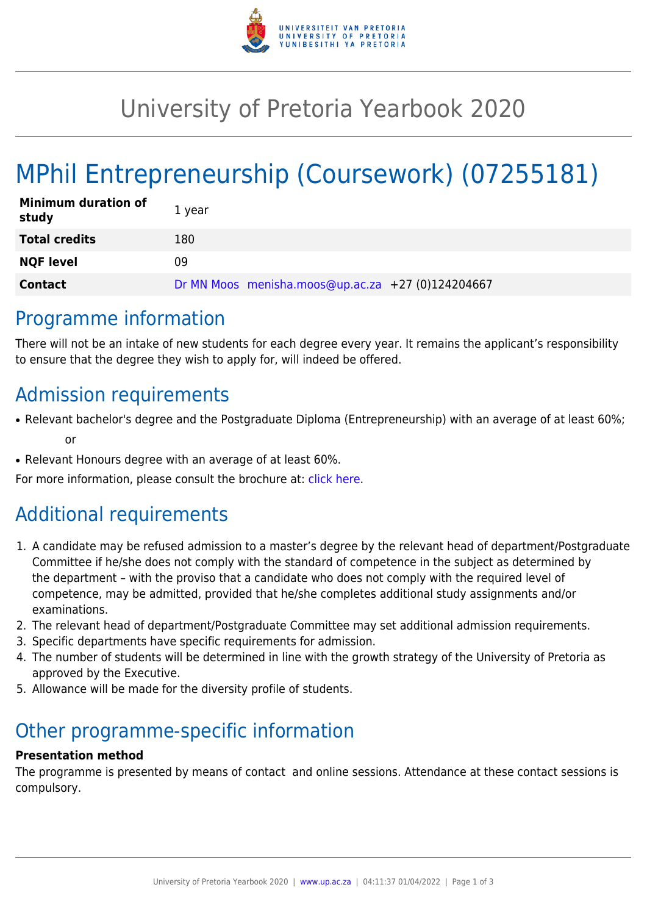# University of Pretoria Yearbook 2020

# MPhil Entrepreneurship (Coursework) (07255181)

| | |
|---|---|
| **Minimum duration of study** | 1 year |
| **Total credits** | 180 |
| **NQF level** | 09 |
| **Contact** | Dr MN Moos menisha.moos@up.ac.za +27 (0)124204667 |

## Programme information

There will not be an intake of new students for each degree every year. It remains the applicant's responsibility to ensure that the degree they wish to apply for, will indeed be offered.

## Admission requirements

- Relevant bachelor's degree and the Postgraduate Diploma (Entrepreneurship) with an average of at least 60%;

  or

- Relevant Honours degree with an average of at least 60%.

For more information, please consult the brochure at: click here.

## Additional requirements

1. A candidate may be refused admission to a master's degree by the relevant head of department/Postgraduate Committee if he/she does not comply with the standard of competence in the subject as determined by the department – with the proviso that a candidate who does not comply with the required level of competence, may be admitted, provided that he/she completes additional study assignments and/or examinations.
2. The relevant head of department/Postgraduate Committee may set additional admission requirements.
3. Specific departments have specific requirements for admission.
4. The number of students will be determined in line with the growth strategy of the University of Pretoria as approved by the Executive.
5. Allowance will be made for the diversity profile of students.

## Other programme-specific information

**Presentation method**

The programme is presented by means of contact and online sessions. Attendance at these contact sessions is compulsory.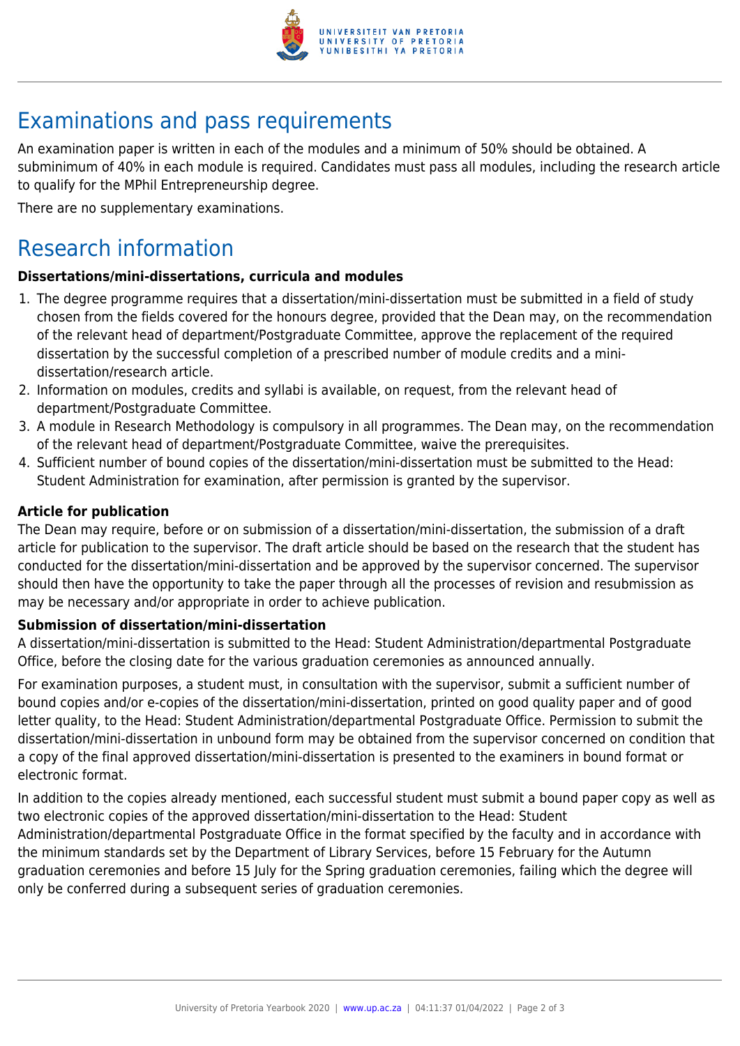## Examinations and pass requirements

An examination paper is written in each of the modules and a minimum of 50% should be obtained. A subminimum of 40% in each module is required. Candidates must pass all modules, including the research article to qualify for the MPhil Entrepreneurship degree.

There are no supplementary examinations.

## Research information

**Dissertations/mini-dissertations, curricula and modules**

1. The degree programme requires that a dissertation/mini-dissertation must be submitted in a field of study chosen from the fields covered for the honours degree, provided that the Dean may, on the recommendation of the relevant head of department/Postgraduate Committee, approve the replacement of the required dissertation by the successful completion of a prescribed number of module credits and a mini-dissertation/research article.
2. Information on modules, credits and syllabi is available, on request, from the relevant head of department/Postgraduate Committee.
3. A module in Research Methodology is compulsory in all programmes. The Dean may, on the recommendation of the relevant head of department/Postgraduate Committee, waive the prerequisites.
4. Sufficient number of bound copies of the dissertation/mini-dissertation must be submitted to the Head: Student Administration for examination, after permission is granted by the supervisor.

**Article for publication**

The Dean may require, before or on submission of a dissertation/mini-dissertation, the submission of a draft article for publication to the supervisor. The draft article should be based on the research that the student has conducted for the dissertation/mini-dissertation and be approved by the supervisor concerned. The supervisor should then have the opportunity to take the paper through all the processes of revision and resubmission as may be necessary and/or appropriate in order to achieve publication.

**Submission of dissertation/mini-dissertation**

A dissertation/mini-dissertation is submitted to the Head: Student Administration/departmental Postgraduate Office, before the closing date for the various graduation ceremonies as announced annually.

For examination purposes, a student must, in consultation with the supervisor, submit a sufficient number of bound copies and/or e-copies of the dissertation/mini-dissertation, printed on good quality paper and of good letter quality, to the Head: Student Administration/departmental Postgraduate Office. Permission to submit the dissertation/mini-dissertation in unbound form may be obtained from the supervisor concerned on condition that a copy of the final approved dissertation/mini-dissertation is presented to the examiners in bound format or electronic format.

In addition to the copies already mentioned, each successful student must submit a bound paper copy as well as two electronic copies of the approved dissertation/mini-dissertation to the Head: Student Administration/departmental Postgraduate Office in the format specified by the faculty and in accordance with the minimum standards set by the Department of Library Services, before 15 February for the Autumn graduation ceremonies and before 15 July for the Spring graduation ceremonies, failing which the degree will only be conferred during a subsequent series of graduation ceremonies.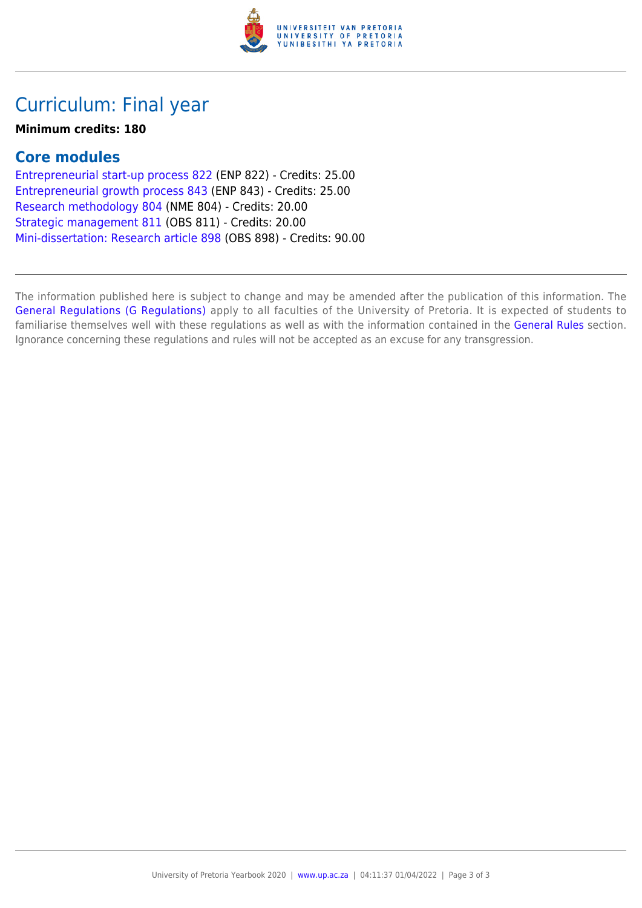## Curriculum: Final year

**Minimum credits: 180**

### Core modules

Entrepreneurial start-up process 822 (ENP 822) - Credits: 25.00
Entrepreneurial growth process 843 (ENP 843) - Credits: 25.00
Research methodology 804 (NME 804) - Credits: 20.00
Strategic management 811 (OBS 811) - Credits: 20.00
Mini-dissertation: Research article 898 (OBS 898) - Credits: 90.00

---

The information published here is subject to change and may be amended after the publication of this information. The General Regulations (G Regulations) apply to all faculties of the University of Pretoria. It is expected of students to familiarise themselves well with these regulations as well as with the information contained in the General Rules section. Ignorance concerning these regulations and rules will not be accepted as an excuse for any transgression.